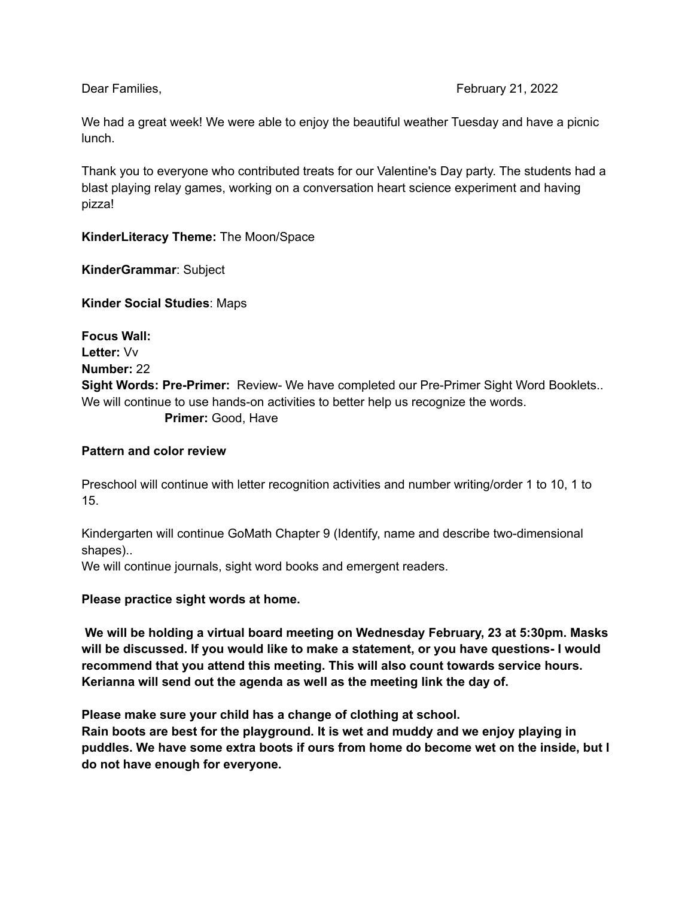Dear Families, February 21, 2022

We had a great week! We were able to enjoy the beautiful weather Tuesday and have a picnic lunch.

Thank you to everyone who contributed treats for our Valentine's Day party. The students had a blast playing relay games, working on a conversation heart science experiment and having pizza!

**KinderLiteracy Theme:** The Moon/Space

**KinderGrammar**: Subject

**Kinder Social Studies**: Maps

**Focus Wall:**
**Letter:** Vv
**Number:** 22
**Sight Words: Pre-Primer:** Review- We have completed our Pre-Primer Sight Word Booklets.. We will continue to use hands-on activities to better help us recognize the words.
**Primer:** Good, Have

**Pattern and color review**

Preschool will continue with letter recognition activities and number writing/order 1 to 10, 1 to 15.

Kindergarten will continue GoMath Chapter 9 (Identify, name and describe two-dimensional shapes)..
We will continue journals, sight word books and emergent readers.

**Please practice sight words at home.**

**We will be holding a virtual board meeting on Wednesday February, 23 at 5:30pm. Masks will be discussed. If you would like to make a statement, or you have questions- I would recommend that you attend this meeting. This will also count towards service hours. Kerianna will send out the agenda as well as the meeting link the day of.**

**Please make sure your child has a change of clothing at school.**
**Rain boots are best for the playground. It is wet and muddy and we enjoy playing in puddles. We have some extra boots if ours from home do become wet on the inside, but I do not have enough for everyone.**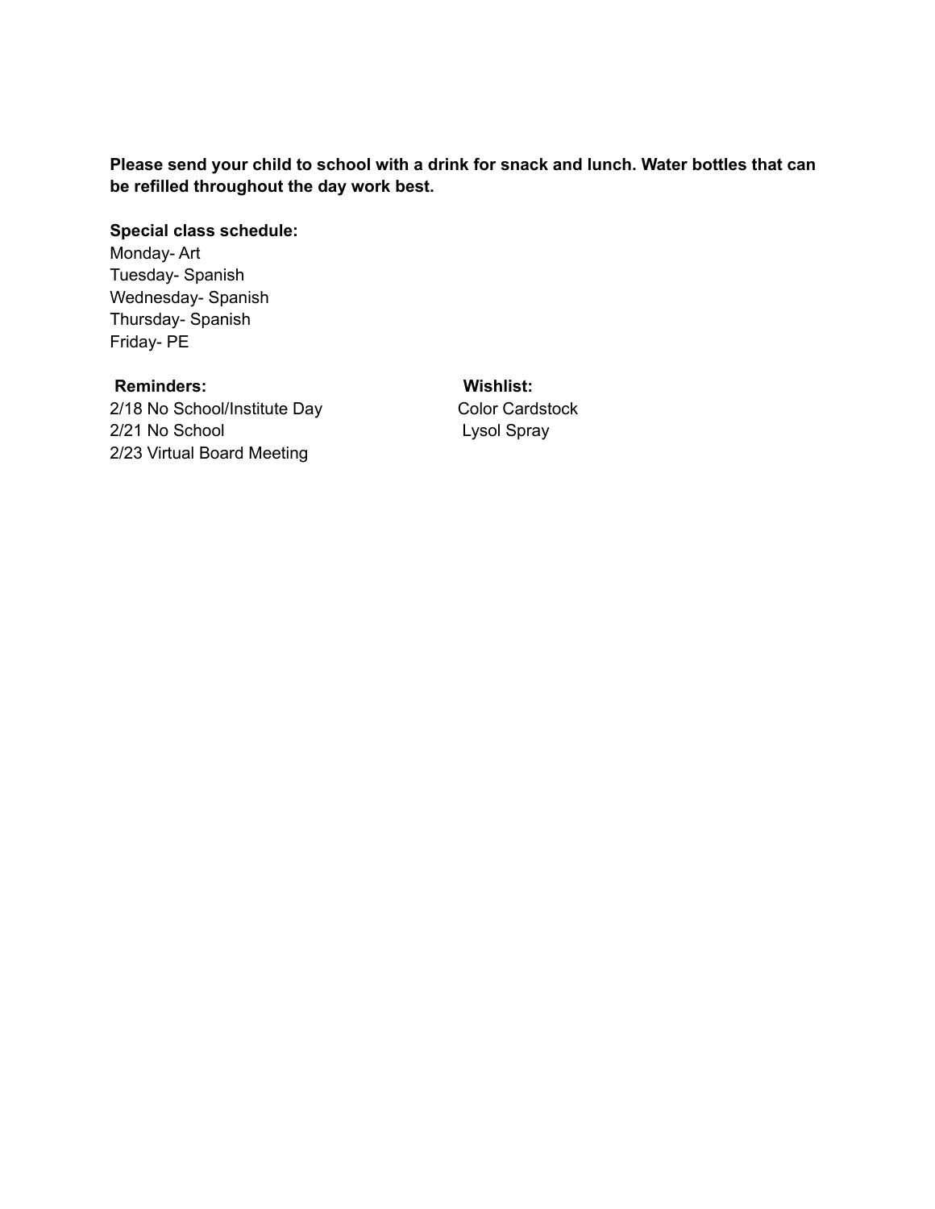**Please send your child to school with a drink for snack and lunch. Water bottles that can be refilled throughout the day work best.**

**Special class schedule:**
Monday- Art
Tuesday- Spanish
Wednesday- Spanish
Thursday- Spanish
Friday- PE

**Reminders:**
2/18 No School/Institute Day
2/21 No School
2/23 Virtual Board Meeting

**Wishlist:**
Color Cardstock
Lysol Spray